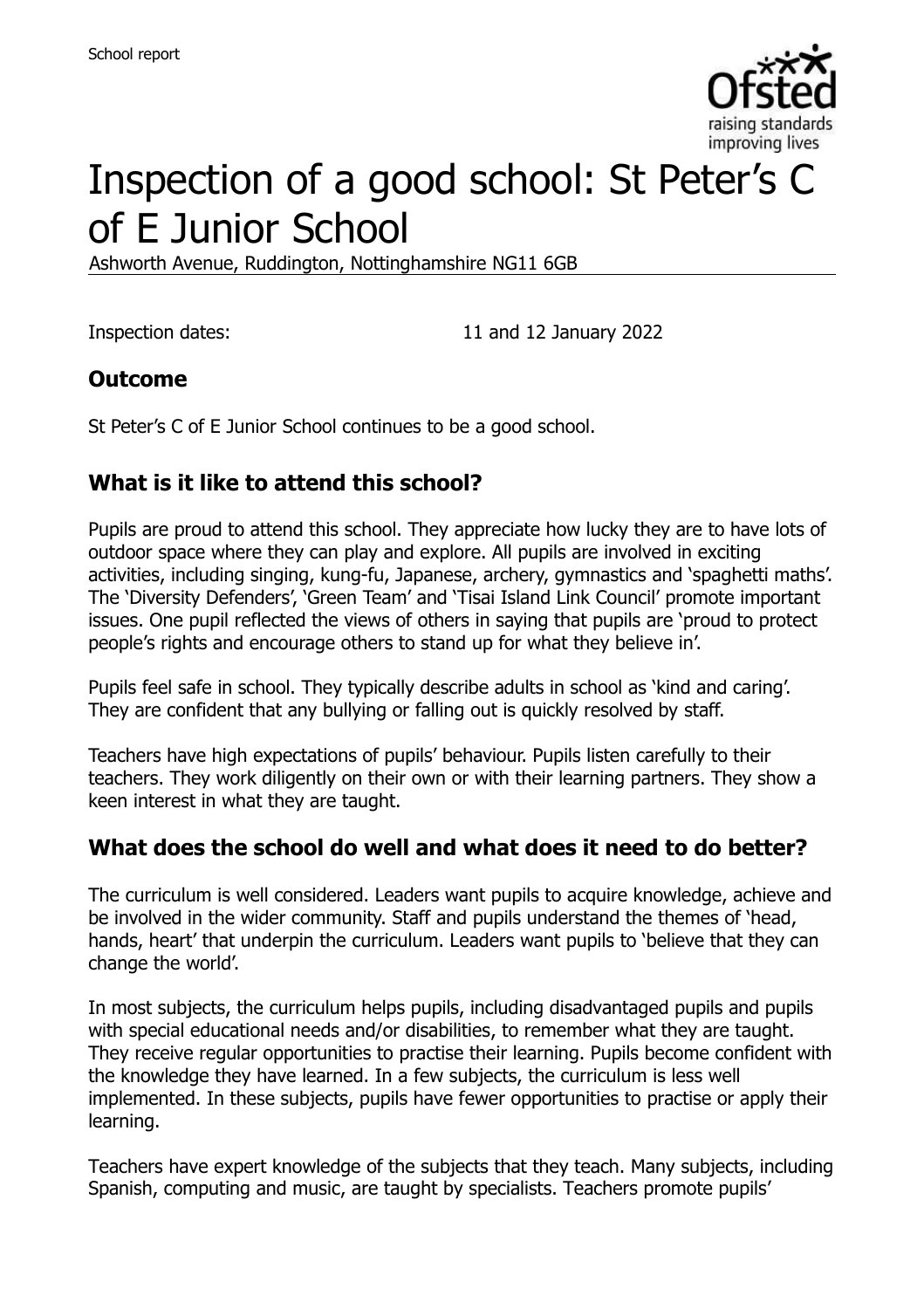# Inspection of a good school: St Peter's C of E Junior School

Ashworth Avenue, Ruddington, Nottinghamshire NG11 6GB

Inspection dates: 11 and 12 January 2022

## Outcome

St Peter's C of E Junior School continues to be a good school.

## What is it like to attend this school?

Pupils are proud to attend this school. They appreciate how lucky they are to have lots of outdoor space where they can play and explore. All pupils are involved in exciting activities, including singing, kung-fu, Japanese, archery, gymnastics and 'spaghetti maths'. The 'Diversity Defenders', 'Green Team' and 'Tisai Island Link Council' promote important issues. One pupil reflected the views of others in saying that pupils are 'proud to protect people's rights and encourage others to stand up for what they believe in'.

Pupils feel safe in school. They typically describe adults in school as 'kind and caring'. They are confident that any bullying or falling out is quickly resolved by staff.

Teachers have high expectations of pupils' behaviour. Pupils listen carefully to their teachers. They work diligently on their own or with their learning partners. They show a keen interest in what they are taught.

## What does the school do well and what does it need to do better?

The curriculum is well considered. Leaders want pupils to acquire knowledge, achieve and be involved in the wider community. Staff and pupils understand the themes of 'head, hands, heart' that underpin the curriculum. Leaders want pupils to 'believe that they can change the world'.

In most subjects, the curriculum helps pupils, including disadvantaged pupils and pupils with special educational needs and/or disabilities, to remember what they are taught. They receive regular opportunities to practise their learning. Pupils become confident with the knowledge they have learned. In a few subjects, the curriculum is less well implemented. In these subjects, pupils have fewer opportunities to practise or apply their learning.

Teachers have expert knowledge of the subjects that they teach. Many subjects, including Spanish, computing and music, are taught by specialists. Teachers promote pupils'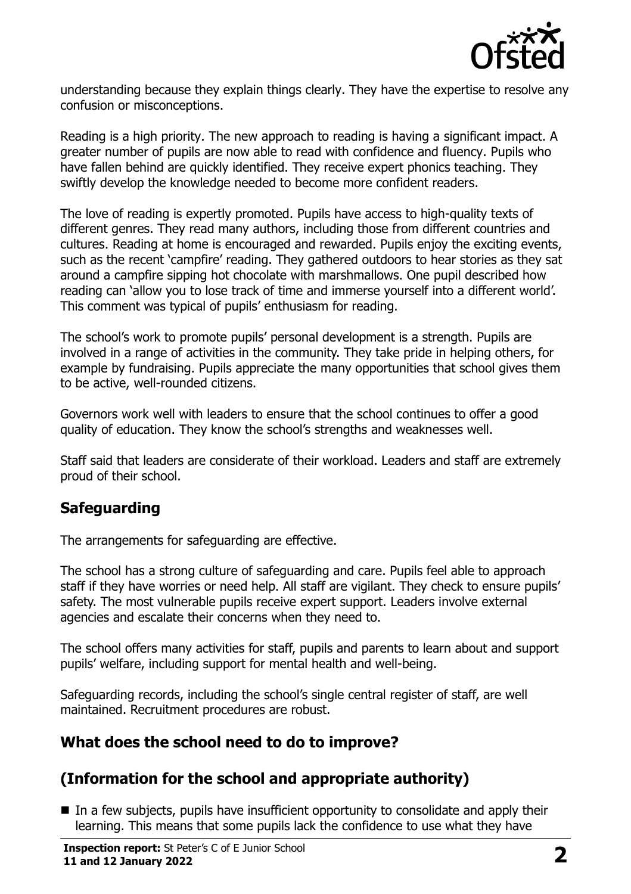understanding because they explain things clearly. They have the expertise to resolve any confusion or misconceptions.

Reading is a high priority. The new approach to reading is having a significant impact. A greater number of pupils are now able to read with confidence and fluency. Pupils who have fallen behind are quickly identified. They receive expert phonics teaching. They swiftly develop the knowledge needed to become more confident readers.

The love of reading is expertly promoted. Pupils have access to high-quality texts of different genres. They read many authors, including those from different countries and cultures. Reading at home is encouraged and rewarded. Pupils enjoy the exciting events, such as the recent 'campfire' reading. They gathered outdoors to hear stories as they sat around a campfire sipping hot chocolate with marshmallows. One pupil described how reading can 'allow you to lose track of time and immerse yourself into a different world'. This comment was typical of pupils' enthusiasm for reading.

The school's work to promote pupils' personal development is a strength. Pupils are involved in a range of activities in the community. They take pride in helping others, for example by fundraising. Pupils appreciate the many opportunities that school gives them to be active, well-rounded citizens.

Governors work well with leaders to ensure that the school continues to offer a good quality of education. They know the school's strengths and weaknesses well.

Staff said that leaders are considerate of their workload. Leaders and staff are extremely proud of their school.

## Safeguarding

The arrangements for safeguarding are effective.

The school has a strong culture of safeguarding and care. Pupils feel able to approach staff if they have worries or need help. All staff are vigilant. They check to ensure pupils' safety. The most vulnerable pupils receive expert support. Leaders involve external agencies and escalate their concerns when they need to.

The school offers many activities for staff, pupils and parents to learn about and support pupils' welfare, including support for mental health and well-being.

Safeguarding records, including the school's single central register of staff, are well maintained. Recruitment procedures are robust.

## What does the school need to do to improve?

## (Information for the school and appropriate authority)

- In a few subjects, pupils have insufficient opportunity to consolidate and apply their learning. This means that some pupils lack the confidence to use what they have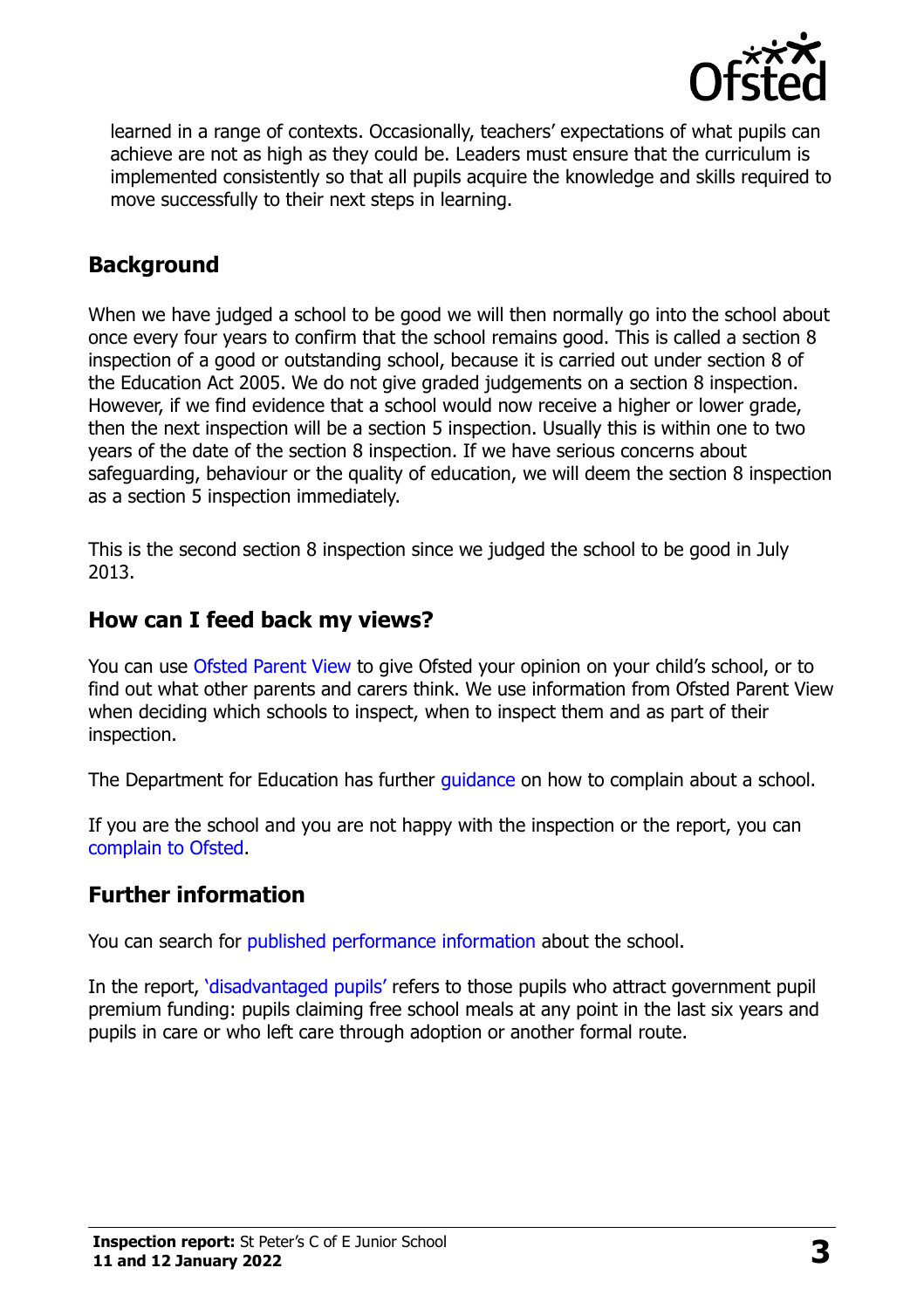learned in a range of contexts. Occasionally, teachers' expectations of what pupils can achieve are not as high as they could be. Leaders must ensure that the curriculum is implemented consistently so that all pupils acquire the knowledge and skills required to move successfully to their next steps in learning.

## Background

When we have judged a school to be good we will then normally go into the school about once every four years to confirm that the school remains good. This is called a section 8 inspection of a good or outstanding school, because it is carried out under section 8 of the Education Act 2005. We do not give graded judgements on a section 8 inspection. However, if we find evidence that a school would now receive a higher or lower grade, then the next inspection will be a section 5 inspection. Usually this is within one to two years of the date of the section 8 inspection. If we have serious concerns about safeguarding, behaviour or the quality of education, we will deem the section 8 inspection as a section 5 inspection immediately.

This is the second section 8 inspection since we judged the school to be good in July 2013.

## How can I feed back my views?

You can use Ofsted Parent View to give Ofsted your opinion on your child's school, or to find out what other parents and carers think. We use information from Ofsted Parent View when deciding which schools to inspect, when to inspect them and as part of their inspection.

The Department for Education has further guidance on how to complain about a school.

If you are the school and you are not happy with the inspection or the report, you can complain to Ofsted.

## Further information

You can search for published performance information about the school.

In the report, 'disadvantaged pupils' refers to those pupils who attract government pupil premium funding: pupils claiming free school meals at any point in the last six years and pupils in care or who left care through adoption or another formal route.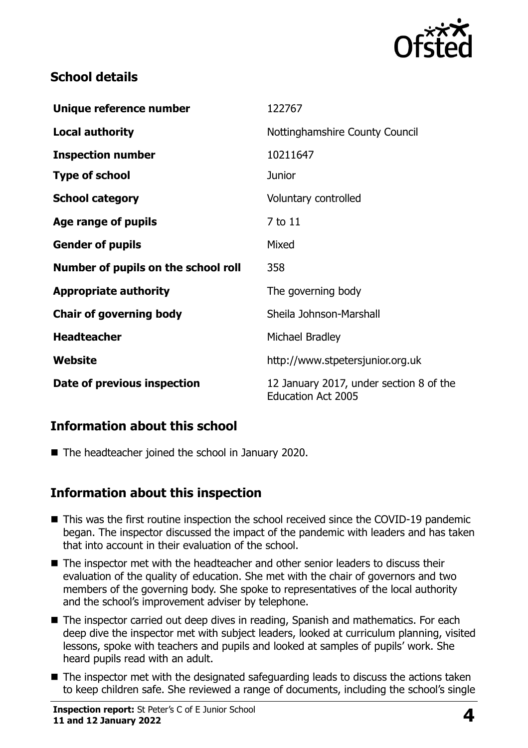## School details

| | |
|---|---|
| **Unique reference number** | 122767 |
| **Local authority** | Nottinghamshire County Council |
| **Inspection number** | 10211647 |
| **Type of school** | Junior |
| **School category** | Voluntary controlled |
| **Age range of pupils** | 7 to 11 |
| **Gender of pupils** | Mixed |
| **Number of pupils on the school roll** | 358 |
| **Appropriate authority** | The governing body |
| **Chair of governing body** | Sheila Johnson-Marshall |
| **Headteacher** | Michael Bradley |
| **Website** | http://www.stpetersjunior.org.uk |
| **Date of previous inspection** | 12 January 2017, under section 8 of the Education Act 2005 |

## Information about this school

- The headteacher joined the school in January 2020.

## Information about this inspection

- This was the first routine inspection the school received since the COVID-19 pandemic began. The inspector discussed the impact of the pandemic with leaders and has taken that into account in their evaluation of the school.
- The inspector met with the headteacher and other senior leaders to discuss their evaluation of the quality of education. She met with the chair of governors and two members of the governing body. She spoke to representatives of the local authority and the school's improvement adviser by telephone.
- The inspector carried out deep dives in reading, Spanish and mathematics. For each deep dive the inspector met with subject leaders, looked at curriculum planning, visited lessons, spoke with teachers and pupils and looked at samples of pupils' work. She heard pupils read with an adult.
- The inspector met with the designated safeguarding leads to discuss the actions taken to keep children safe. She reviewed a range of documents, including the school's single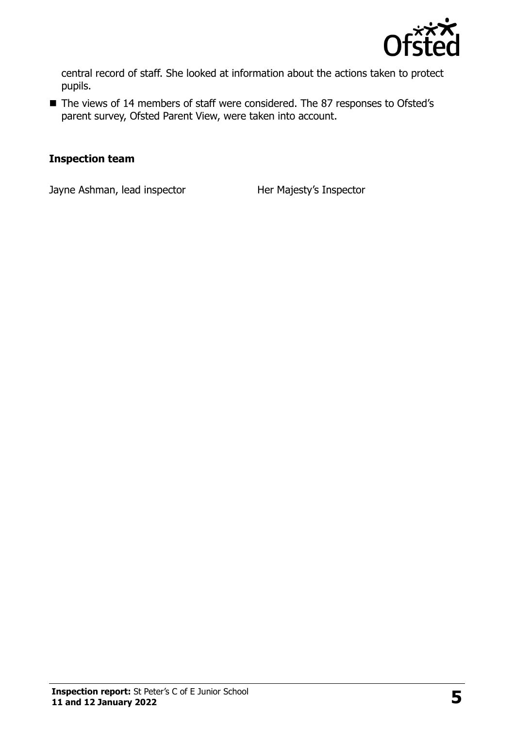central record of staff. She looked at information about the actions taken to protect pupils.

- The views of 14 members of staff were considered. The 87 responses to Ofsted's parent survey, Ofsted Parent View, were taken into account.

### Inspection team

| | |
|---|---|
| Jayne Ashman, lead inspector | Her Majesty's Inspector |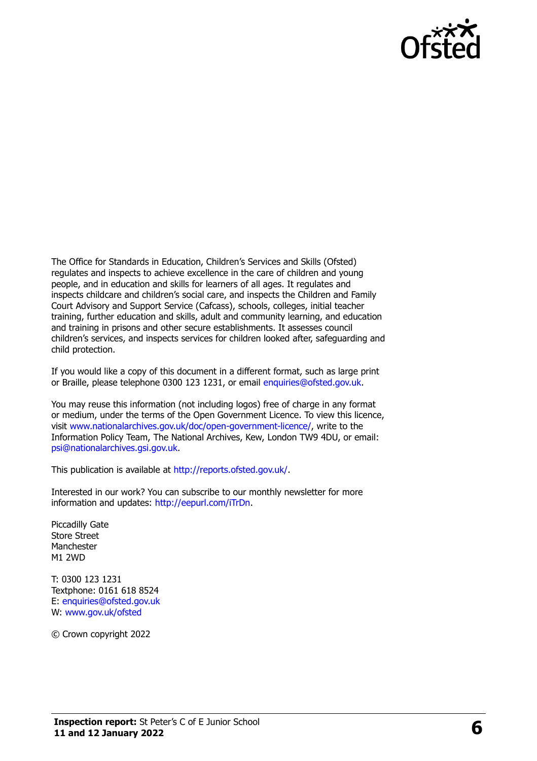The Office for Standards in Education, Children's Services and Skills (Ofsted) regulates and inspects to achieve excellence in the care of children and young people, and in education and skills for learners of all ages. It regulates and inspects childcare and children's social care, and inspects the Children and Family Court Advisory and Support Service (Cafcass), schools, colleges, initial teacher training, further education and skills, adult and community learning, and education and training in prisons and other secure establishments. It assesses council children's services, and inspects services for children looked after, safeguarding and child protection.

If you would like a copy of this document in a different format, such as large print or Braille, please telephone 0300 123 1231, or email enquiries@ofsted.gov.uk.

You may reuse this information (not including logos) free of charge in any format or medium, under the terms of the Open Government Licence. To view this licence, visit www.nationalarchives.gov.uk/doc/open-government-licence/, write to the Information Policy Team, The National Archives, Kew, London TW9 4DU, or email: psi@nationalarchives.gsi.gov.uk.

This publication is available at http://reports.ofsted.gov.uk/.

Interested in our work? You can subscribe to our monthly newsletter for more information and updates: http://eepurl.com/iTrDn.

Piccadilly Gate  
Store Street  
Manchester  
M1 2WD

T: 0300 123 1231  
Textphone: 0161 618 8524  
E: enquiries@ofsted.gov.uk  
W: www.gov.uk/ofsted

© Crown copyright 2022